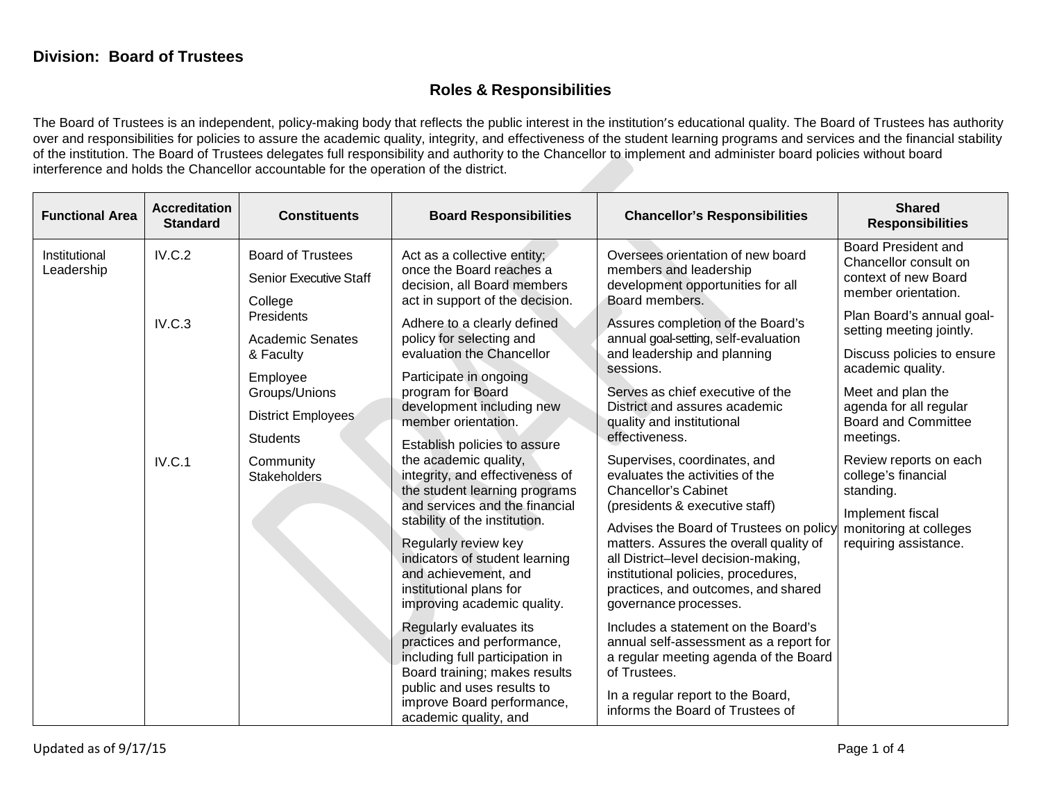**Division: Board of Trustees**

## Roles & Responsibilities

The Board of Trustees is an independent, policy-making body that reflects the public interest in the institution's educational quality. The Board of Trustees has authority over and responsibilities for policies to assure the academic quality, integrity, and effectiveness of the student learning programs and services and the financial stability of the institution. The Board of Trustees delegates full responsibility and authority to the Chancellor to implement and administer board policies without board interference and holds the Chancellor accountable for the operation of the district.

| Functional Area | Accreditation Standard | Constituents | Board Responsibilities | Chancellor's Responsibilities | Shared Responsibilities |
|---|---|---|---|---|---|
| Institutional Leadership | IV.C.2<br><br>IV.C.3<br><br>IV.C.1 | Board of Trustees<br>Senior Executive Staff<br>College Presidents<br>Academic Senates & Faculty<br>Employee Groups/Unions<br>District Employees<br>Students<br>Community Stakeholders | Act as a collective entity; once the Board reaches a decision, all Board members act in support of the decision.<br><br>Adhere to a clearly defined policy for selecting and evaluation the Chancellor<br><br>Participate in ongoing program for Board development including new member orientation.<br><br>Establish policies to assure the academic quality, integrity, and effectiveness of the student learning programs and services and the financial stability of the institution.<br><br>Regularly review key indicators of student learning and achievement, and institutional plans for improving academic quality.<br><br>Regularly evaluates its practices and performance, including full participation in Board training; makes results public and uses results to improve Board performance, academic quality, and | Oversees orientation of new board members and leadership development opportunities for all Board members.<br><br>Assures completion of the Board's annual goal-setting, self-evaluation and leadership and planning sessions.<br><br>Serves as chief executive of the District and assures academic quality and institutional effectiveness.<br><br>Supervises, coordinates, and evaluates the activities of the Chancellor's Cabinet (presidents & executive staff)<br><br>Advises the Board of Trustees on policy matters. Assures the overall quality of all District–level decision-making, institutional policies, procedures, practices, and outcomes, and shared governance processes.<br><br>Includes a statement on the Board's annual self-assessment as a report for a regular meeting agenda of the Board of Trustees.<br><br>In a regular report to the Board, informs the Board of Trustees of | Board President and Chancellor consult on context of new Board member orientation.<br><br>Plan Board's annual goal-setting meeting jointly.<br><br>Discuss policies to ensure academic quality.<br><br>Meet and plan the agenda for all regular Board and Committee meetings.<br><br>Review reports on each college's financial standing.<br><br>Implement fiscal monitoring at colleges requiring assistance. |

Updated as of 9/17/15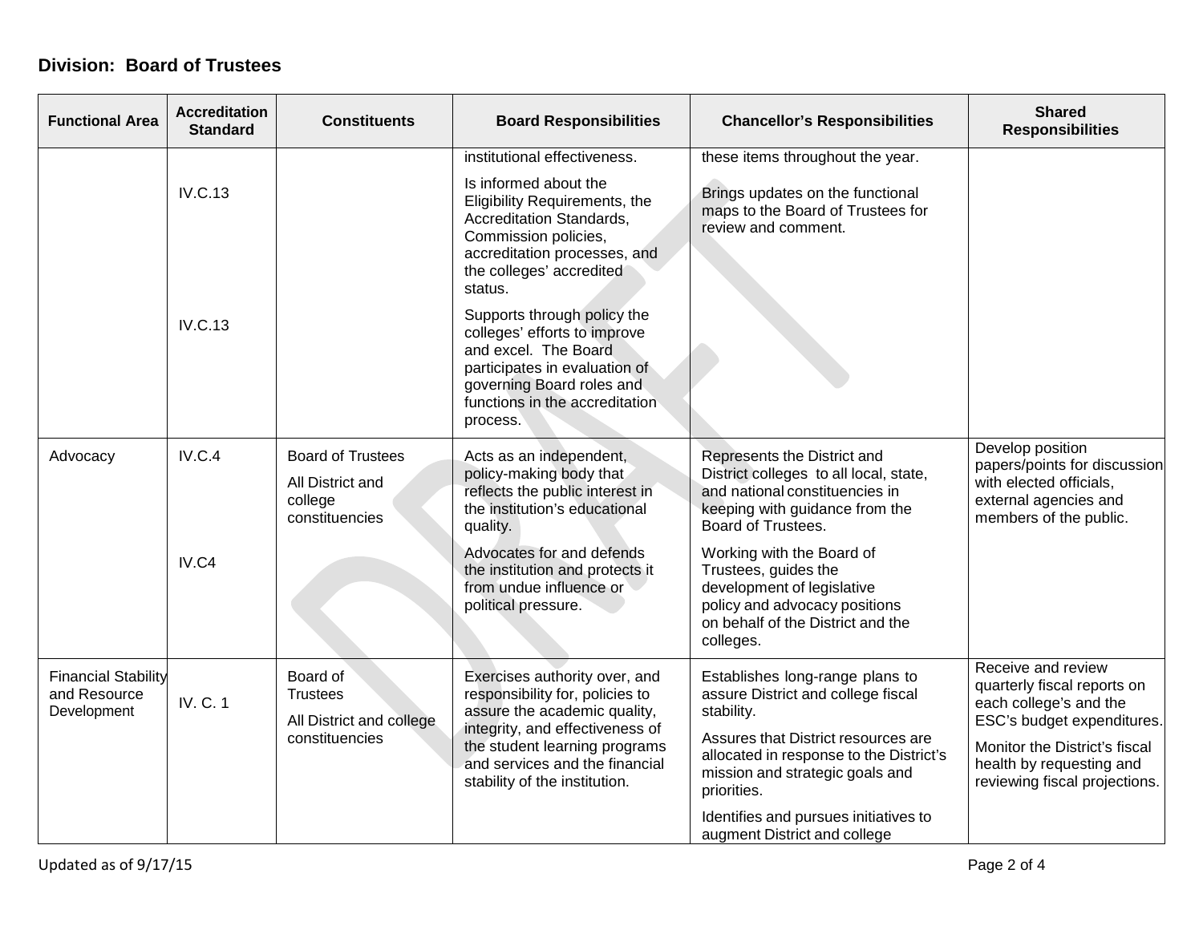## Division: Board of Trustees

| Functional Area | Accreditation Standard | Constituents | Board Responsibilities | Chancellor's Responsibilities | Shared Responsibilities |
|---|---|---|---|---|---|
| | | | institutional effectiveness. | these items throughout the year. | |
| | IV.C.13 | | Is informed about the Eligibility Requirements, the Accreditation Standards, Commission policies, accreditation processes, and the colleges' accredited status. | Brings updates on the functional maps to the Board of Trustees for review and comment. | |
| | IV.C.13 | | Supports through policy the colleges' efforts to improve and excel. The Board participates in evaluation of governing Board roles and functions in the accreditation process. | | |
| Advocacy | IV.C.4 | Board of Trustees<br>All District and college constituencies | Acts as an independent, policy-making body that reflects the public interest in the institution's educational quality. | Represents the District and District colleges to all local, state, and national constituencies in keeping with guidance from the Board of Trustees. | Develop position papers/points for discussion with elected officials, external agencies and members of the public. |
| | IV.C4 | | Advocates for and defends the institution and protects it from undue influence or political pressure. | Working with the Board of Trustees, guides the development of legislative policy and advocacy positions on behalf of the District and the colleges. | |
| Financial Stability and Resource Development | IV. C. 1 | Board of Trustees<br>All District and college constituencies | Exercises authority over, and responsibility for, policies to assure the academic quality, integrity, and effectiveness of the student learning programs and services and the financial stability of the institution. | Establishes long-range plans to assure District and college fiscal stability.<br>Assures that District resources are allocated in response to the District's mission and strategic goals and priorities.<br>Identifies and pursues initiatives to augment District and college | Receive and review quarterly fiscal reports on each college's and the ESC's budget expenditures.<br>Monitor the District's fiscal health by requesting and reviewing fiscal projections. |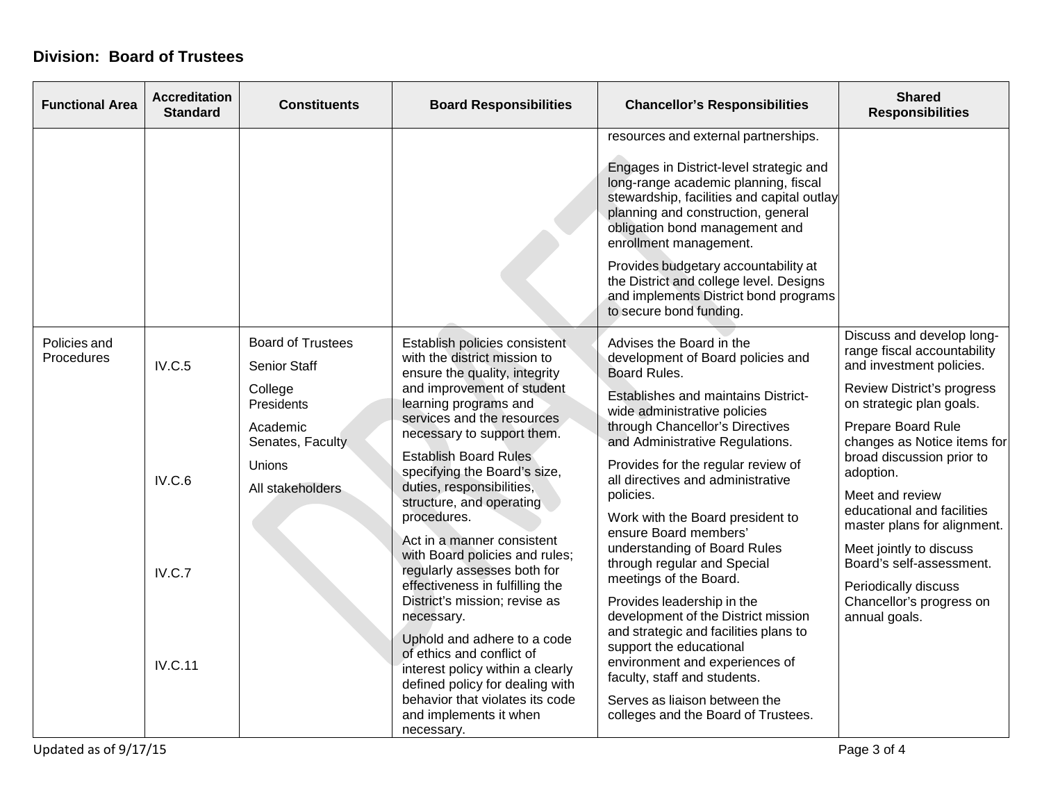**Division: Board of Trustees**

| Functional Area | Accreditation Standard | Constituents | Board Responsibilities | Chancellor's Responsibilities | Shared Responsibilities |
|---|---|---|---|---|---|
| | | | | resources and external partnerships.<br><br>Engages in District-level strategic and long-range academic planning, fiscal stewardship, facilities and capital outlay planning and construction, general obligation bond management and enrollment management.<br><br>Provides budgetary accountability at the District and college level. Designs and implements District bond programs to secure bond funding. | |
| Policies and Procedures | IV.C.5<br><br>IV.C.6<br><br>IV.C.7<br><br>IV.C.11 | Board of Trustees<br><br>Senior Staff<br><br>College Presidents<br><br>Academic Senates, Faculty<br><br>Unions<br><br>All stakeholders | Establish policies consistent with the district mission to ensure the quality, integrity and improvement of student learning programs and services and the resources necessary to support them.<br><br>Establish Board Rules specifying the Board's size, duties, responsibilities, structure, and operating procedures.<br><br>Act in a manner consistent with Board policies and rules; regularly assesses both for effectiveness in fulfilling the District's mission; revise as necessary.<br><br>Uphold and adhere to a code of ethics and conflict of interest policy within a clearly defined policy for dealing with behavior that violates its code and implements it when necessary. | Advises the Board in the development of Board policies and Board Rules.<br><br>Establishes and maintains District-wide administrative policies through Chancellor's Directives and Administrative Regulations.<br><br>Provides for the regular review of all directives and administrative policies.<br><br>Work with the Board president to ensure Board members' understanding of Board Rules through regular and Special meetings of the Board.<br><br>Provides leadership in the development of the District mission and strategic and facilities plans to support the educational environment and experiences of faculty, staff and students.<br><br>Serves as liaison between the colleges and the Board of Trustees. | Discuss and develop long-range fiscal accountability and investment policies.<br><br>Review District's progress on strategic plan goals.<br><br>Prepare Board Rule changes as Notice items for broad discussion prior to adoption.<br><br>Meet and review educational and facilities master plans for alignment.<br><br>Meet jointly to discuss Board's self-assessment.<br><br>Periodically discuss Chancellor's progress on annual goals. |

Updated as of 9/17/15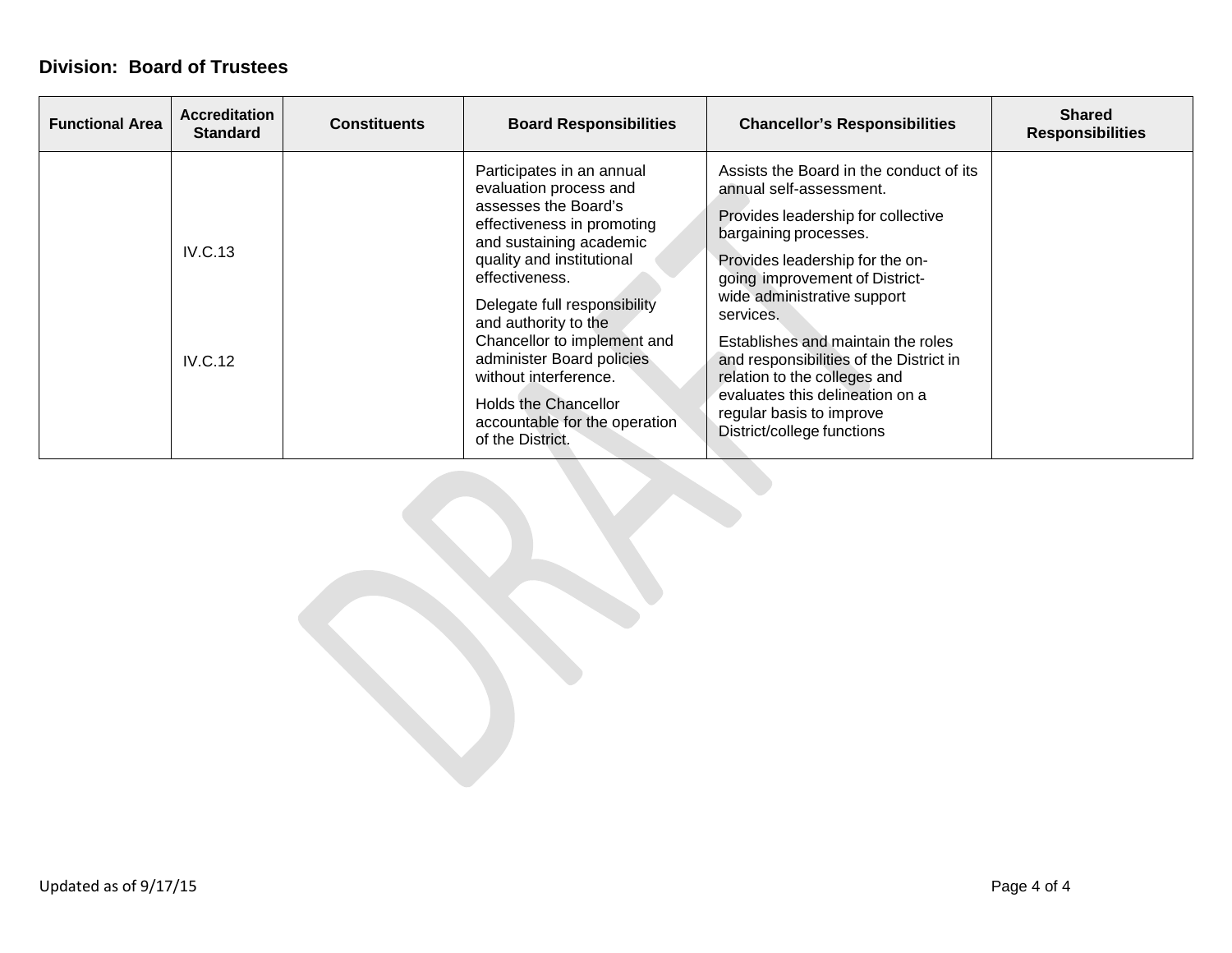**Division: Board of Trustees**

| Functional Area | Accreditation Standard | Constituents | Board Responsibilities | Chancellor's Responsibilities | Shared Responsibilities |
|---|---|---|---|---|---|
| | IV.C.13<br><br>IV.C.12 | | Participates in an annual evaluation process and assesses the Board's effectiveness in promoting and sustaining academic quality and institutional effectiveness.<br><br>Delegate full responsibility and authority to the Chancellor to implement and administer Board policies without interference.<br><br>Holds the Chancellor accountable for the operation of the District. | Assists the Board in the conduct of its annual self-assessment.<br><br>Provides leadership for collective bargaining processes.<br><br>Provides leadership for the on-going improvement of District-wide administrative support services.<br><br>Establishes and maintain the roles and responsibilities of the District in relation to the colleges and evaluates this delineation on a regular basis to improve District/college functions | |

Updated as of 9/17/15